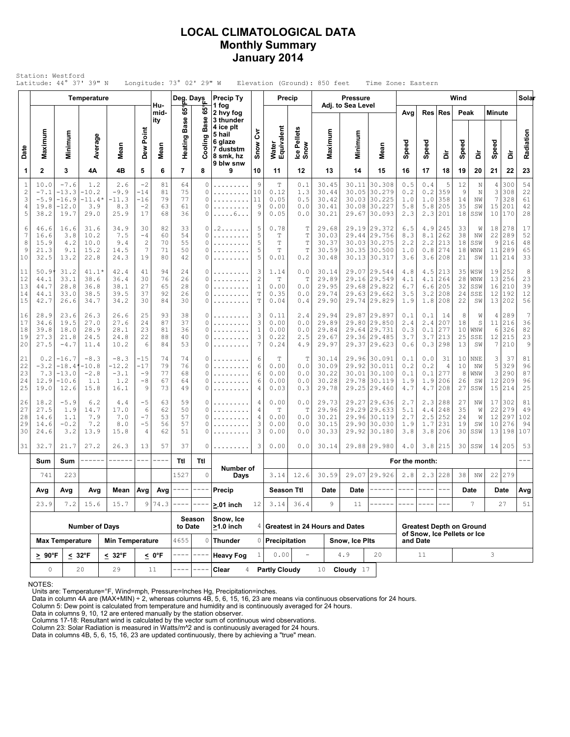# LOCAL CLIMATOLOGICAL DATA
## Monthly Summary
## January 2014

Station: Westford
Latitude: 44° 37' 39" N    Longitude: 73° 02' 29" W    Elevation (Ground): 850 feet    Time Zone: Eastern

| Date | Temperature Maximum | Temperature Minimum | Temperature Average | Temperature Mean | Dew Point | Humidity Mean | Deg. Days Heating Base 65°F | Deg. Days Cooling Base 65°F | Precip Ty (1 fog, 2 hvy fog, 3 thunder, 4 ice plt, 5 hail, 6 glaze, 7 duststm, 8 smk, hz, 9 blw snw) | Snow Cvr | Precip Water Equivalent | Precip Ice Pellets Snow | Pressure Adj. to Sea Level Maximum | Pressure Minimum | Pressure Mean | Wind Avg Speed | Wind Res Speed | Wind Res Dir | Wind Peak Speed | Wind Peak Dir | Wind Minute Speed | Wind Minute Dir | Solar Radiation |
|---|---|---|---|---|---|---|---|---|---|---|---|---|---|---|---|---|---|---|---|---|---|---|---|
| 1 | 2 | 3 | 4A | 4B | 5 | 6 | 7 | 8 | 9 | 10 | 11 | 12 | 13 | 14 | 15 | 16 | 17 | 18 | 19 | 20 | 21 | 22 | 23 |
| 1 | 10.0 | -7.6 | 1.2 | 2.6 | -2 | 81 | 64 | 0 | ......... | 9 | T | 0.1 | 30.45 | 30.11 | 30.308 | 0.5 | 0.4 | 5 | 12 | N | 4 | 300 | 54 |
| 2 | -7.1 | -13.3 | -10.2 | -9.9 | -14 | 81 | 75 | 0 | ......... | 10 | 0.12 | 1.3 | 30.44 | 30.05 | 30.279 | 0.2 | 0.2 | 359 | 9 | N | 3 | 308 | 22 |
| 3 | -5.9 | -16.9 | -11.4* | -11.3 | -16 | 79 | 77 | 0 | ......... | 11 | 0.05 | 0.5 | 30.42 | 30.03 | 30.225 | 1.0 | 1.0 | 358 | 14 | NW | 7 | 328 | 61 |
| 4 | 19.8 | -12.0 | 3.9 | 8.3 | -2 | 63 | 61 | 0 | ......... | 9 | 0.00 | 0.0 | 30.41 | 30.08 | 30.227 | 5.8 | 5.8 | 205 | 35 | SW | 15 | 201 | 42 |
| 5 | 38.2 | 19.7 | 29.0 | 25.9 | 17 | 68 | 36 | 0 | .....6... | 9 | 0.05 | 0.0 | 30.21 | 29.67 | 30.093 | 2.3 | 2.3 | 201 | 18 | SSW | 10 | 170 | 28 |
| 6 | 46.6 | 16.6 | 31.6 | 34.9 | 30 | 82 | 33 | 0 | .2....... | 5 | 0.78 | T | 29.68 | 29.19 | 29.372 | 6.5 | 4.9 | 245 | 33 | W | 18 | 278 | 17 |
| 7 | 16.6 | 3.8 | 10.2 | 7.5 | -4 | 60 | 54 | 0 | ......... | 5 | T | T | 30.03 | 29.44 | 29.756 | 8.3 | 8.1 | 262 | 38 | NW | 22 | 289 | 52 |
| 8 | 15.9 | 4.2 | 10.0 | 9.4 | 2 | 70 | 55 | 0 | ......... | 5 | T | T | 30.37 | 30.03 | 30.275 | 2.2 | 2.2 | 213 | 18 | SSW | 9 | 216 | 48 |
| 9 | 21.3 | 9.1 | 15.2 | 14.5 | 7 | 71 | 50 | 0 | ......... | 5 | T | T | 30.59 | 30.35 | 30.500 | 1.0 | 0.8 | 274 | 18 | WNW | 11 | 289 | 65 |
| 10 | 32.5 | 13.2 | 22.8 | 24.3 | 19 | 80 | 42 | 0 | ......... | 5 | 0.01 | 0.2 | 30.48 | 30.13 | 30.317 | 3.6 | 3.6 | 208 | 21 | SW | 11 | 214 | 33 |
| 11 | 50.9* | 31.2 | 41.1* | 42.4 | 41 | 94 | 24 | 0 | ......... | 3 | 1.14 | 0.0 | 30.14 | 29.07 | 29.544 | 4.8 | 4.5 | 213 | 35 | WSW | 19 | 252 | 8 |
| 12 | 44.1 | 33.1 | 38.6 | 36.4 | 30 | 76 | 26 | 0 | ......... | 2 | T | T | 29.89 | 29.16 | 29.549 | 4.1 | 4.1 | 264 | 28 | WNW | 13 | 256 | 23 |
| 13 | 44.7 | 28.8 | 36.8 | 38.1 | 27 | 65 | 28 | 0 | ......... | 1 | 0.00 | 0.0 | 29.95 | 29.68 | 29.822 | 6.7 | 6.6 | 205 | 32 | SSW | 16 | 210 | 39 |
| 14 | 44.1 | 33.0 | 38.5 | 39.5 | 37 | 92 | 26 | 0 | ......... | T | 0.35 | 0.0 | 29.74 | 29.63 | 29.662 | 3.5 | 3.2 | 208 | 24 | SSE | 12 | 192 | 12 |
| 15 | 42.7 | 26.6 | 34.7 | 34.2 | 30 | 84 | 30 | 0 | ......... | T | 0.04 | 0.4 | 29.90 | 29.74 | 29.829 | 1.9 | 1.8 | 208 | 22 | SW | 13 | 202 | 56 |
| 16 | 28.9 | 23.6 | 26.3 | 26.6 | 25 | 93 | 38 | 0 | ......... | 3 | 0.11 | 2.4 | 29.94 | 29.87 | 29.897 | 0.1 | 0.1 | 14 | 8 | W | 4 | 289 | 7 |
| 17 | 34.6 | 19.5 | 27.0 | 27.6 | 24 | 87 | 37 | 0 | ......... | 3 | 0.00 | 0.0 | 29.89 | 29.80 | 29.850 | 2.4 | 2.4 | 207 | 18 | S | 11 | 216 | 36 |
| 18 | 39.8 | 18.0 | 28.9 | 28.1 | 23 | 81 | 36 | 0 | ......... | 1 | 0.00 | 0.0 | 29.84 | 29.64 | 29.731 | 0.3 | 0.1 | 277 | 10 | WNW | 6 | 326 | 82 |
| 19 | 27.3 | 21.8 | 24.5 | 24.8 | 22 | 88 | 40 | 0 | ......... | 3 | 0.22 | 2.5 | 29.67 | 29.36 | 29.485 | 3.7 | 3.7 | 213 | 25 | SSE | 12 | 215 | 23 |
| 20 | 27.5 | -4.7 | 11.4 | 10.2 | 6 | 84 | 53 | 0 | ......... | 7 | 0.24 | 4.9 | 29.97 | 29.37 | 29.623 | 0.6 | 0.3 | 298 | 13 | SW | 7 | 210 | 9 |
| 21 | 0.2 | -16.7 | -8.3 | -8.3 | -15 | 74 | 74 | 0 | ......... | 6 | T | T | 30.14 | 29.96 | 30.091 | 0.1 | 0.0 | 31 | 10 | NNE | 3 | 37 | 81 |
| 22 | -3.2 | -18.4* | -10.8 | -12.2 | -17 | 79 | 76 | 0 | ......... | 6 | 0.00 | 0.0 | 30.09 | 29.92 | 30.011 | 0.2 | 0.2 | 4 | 10 | NW | 5 | 329 | 96 |
| 23 | 7.3 | -13.0 | -2.8 | -3.1 | -9 | 77 | 68 | 0 | ......... | 6 | 0.00 | 0.0 | 30.22 | 30.01 | 30.100 | 0.1 | 0.1 | 277 | 8 | WNW | 3 | 290 | 87 |
| 24 | 12.9 | -10.6 | 1.1 | 1.2 | -8 | 67 | 64 | 0 | ......... | 6 | 0.00 | 0.0 | 30.28 | 29.78 | 30.119 | 1.9 | 1.9 | 206 | 26 | SW | 12 | 209 | 96 |
| 25 | 19.0 | 12.6 | 15.8 | 16.1 | 9 | 73 | 49 | 0 | ......... | 4 | 0.03 | 0.3 | 29.78 | 29.25 | 29.460 | 4.7 | 4.7 | 208 | 27 | SSW | 15 | 214 | 25 |
| 26 | 18.2 | -5.9 | 6.2 | 4.4 | -5 | 63 | 59 | 0 | ......... | 4 | 0.00 | 0.0 | 29.73 | 29.27 | 29.636 | 2.7 | 2.3 | 288 | 27 | NW | 17 | 302 | 81 |
| 27 | 27.5 | 1.9 | 14.7 | 17.0 | 6 | 62 | 50 | 0 | ......... | 4 | T | T | 29.96 | 29.29 | 29.633 | 5.1 | 4.4 | 248 | 35 | W | 22 | 279 | 49 |
| 28 | 14.6 | 1.1 | 7.9 | 7.0 | -7 | 53 | 57 | 0 | ......... | 4 | 0.00 | 0.0 | 30.21 | 29.96 | 30.119 | 2.7 | 2.5 | 252 | 24 | W | 12 | 297 | 102 |
| 29 | 14.6 | -0.2 | 7.2 | 8.0 | -5 | 56 | 57 | 0 | ......... | 3 | 0.00 | 0.0 | 30.15 | 29.90 | 30.030 | 1.9 | 1.7 | 231 | 19 | SW | 10 | 276 | 94 |
| 30 | 24.6 | 3.2 | 13.9 | 15.8 | 4 | 62 | 51 | 0 | ......... | 3 | 0.00 | 0.0 | 30.33 | 29.92 | 30.180 | 3.8 | 3.8 | 206 | 30 | SSW | 13 | 198 | 107 |
| 31 | 32.7 | 21.7 | 27.2 | 26.3 | 13 | 57 | 37 | 0 | ......... | 3 | 0.00 | 0.0 | 30.14 | 29.88 | 29.980 | 4.0 | 3.8 | 215 | 30 | SSW | 14 | 205 | 53 |
| Sum | Sum | | | | | | Ttl | Ttl | Number of Days | | | | For the month: | | | | | | | | | | |
| | 741 | 223 | | | | | 1527 | 0 | | | 3.14 | 12.6 | 30.59 | 29.07 | 29.926 | 2.8 | 2.3 | 228 | 38 | NW | 22 | 279 | |
| Avg | Avg | Avg | Mean | Avg | Avg | | | | Precip | | Season Ttl | | Date | Date | | | | | Date | | Date | | Avg |
| | 23.9 | 7.2 | 15.6 | 15.7 | 9 | 74.3 | | | ≥.01 inch | 12 | 3.14 | 36.4 | 9 | 11 | | | | | 7 | | 27 | | 51 |

| Number of Days | | | | Season to Date | | | | | | | |
|---|---|---|---|---|---|---|---|---|---|---|---|
| | | | | | | Snow, Ice ≥1.0 inch | 4 | Greatest in 24 Hours and Dates | | | Greatest Depth on Ground of Snow, Ice Pellets or Ice and Date |
| Max Temperature | | Min Temperature | | 4655 | 0 | Thunder | 0 | Precipitation | | Snow, Ice Plts | |
| ≥ 90°F | ≤ 32°F | ≤ 32°F | ≤ 0°F | | | Heavy Fog | 1 | 0.00 | - | 4.9 / 20 | 11 / 3 |
| 0 | 20 | 29 | 11 | | | Clear | 4 | Partly Cloudy 10 | | Cloudy 17 | |

NOTES:
Units are: Temperature=°F, Wind=mph, Pressure=Inches Hg, Precipitation=inches.
Data in column 4A are (MAX+MIN) ÷ 2, whereas columns 4B, 5, 6, 15, 16, 23 are means via continuous observations for 24 hours.
Column 5: Dew point is calculated from temperature and humidity and is continuously averaged for 24 hours.
Data in columns 9, 10, 12 are entered manually by the station observer.
Columns 17-18: Resultant wind is calculated by the vector sum of continuous wind observations.
Column 23: Solar Radiation is measured in Watts/m^2 and is continuously averaged for 24 hours.
Data in columns 4B, 5, 6, 15, 16, 23 are updated continuously, there by achieving a "true" mean.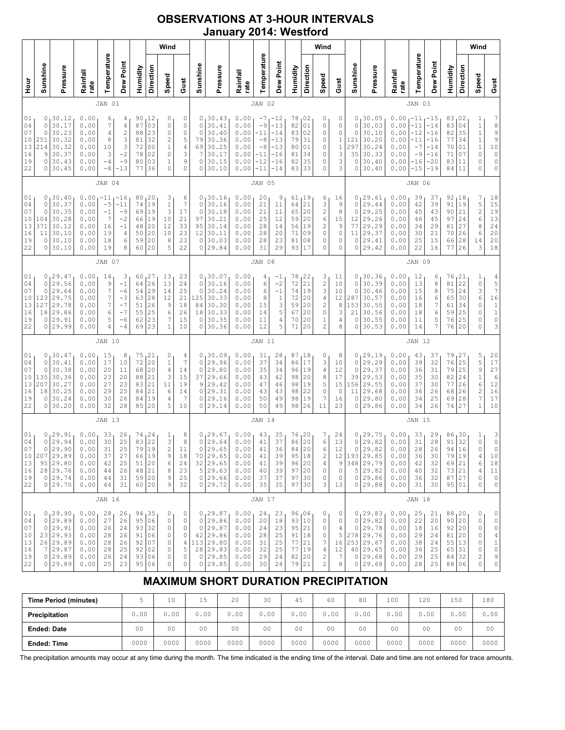# OBSERVATIONS AT 3-HOUR INTERVALS
## January 2014: Westford

### JAN 01

| Hour | Sunshine | Pressure | Rainfall rate | Temperature | Dew Point | Humidity | Wind Direction | Wind Speed | Wind Gust |
|---|---|---|---|---|---|---|---|---|---|
| 01 | 0 | 30.12 | 0.00 | 6 | 4 | 90 | 12 | 0 | 0 |
| 04 | 0 | 30.17 | 0.00 | 7 | 4 | 87 | 03 | 0 | 0 |
| 07 | 0 | 30.23 | 0.00 | 4 | 2 | 88 | 23 | 0 | 0 |
| 10 | 251 | 30.32 | 0.00 | 8 | 3 | 81 | 32 | 2 | 5 |
| 13 | 214 | 30.32 | 0.00 | 10 | 3 | 72 | 00 | 1 | 4 |
| 16 | 9 | 30.37 | 0.00 | 3 | -2 | 78 | 02 | 0 | 3 |
| 19 | 0 | 30.43 | 0.00 | -4 | -9 | 80 | 03 | 1 | 9 |
| 22 | 0 | 30.45 | 0.00 | -8 | -13 | 77 | 36 | 0 | 0 |

### JAN 02

| Hour | Sunshine | Pressure | Rainfall rate | Temperature | Dew Point | Humidity | Wind Direction | Wind Speed | Wind Gust |
|---|---|---|---|---|---|---|---|---|---|
| 01 | 0 | 30.43 | 0.00 | -7 | -12 | 78 | 02 | 0 | 0 |
| 04 | 0 | 30.41 | 0.00 | -9 | -13 | 82 | 01 | 0 | 0 |
| 07 | 0 | 30.40 | 0.00 | -11 | -14 | 83 | 02 | 0 | 0 |
| 10 | 79 | 30.36 | 0.00 | -8 | -13 | 79 | 31 | 0 | 1 |
| 13 | 69 | 30.25 | 0.00 | -8 | -13 | 80 | 01 | 0 | 1 |
| 16 | 7 | 30.17 | 0.00 | -11 | -16 | 81 | 34 | 0 | 3 |
| 19 | 0 | 30.15 | 0.00 | -12 | -16 | 82 | 35 | 0 | 3 |
| 22 | 0 | 30.10 | 0.00 | -11 | -14 | 83 | 33 | 0 | 3 |

### JAN 03

| Hour | Sunshine | Pressure | Rainfall rate | Temperature | Dew Point | Humidity | Wind Direction | Wind Speed | Wind Gust |
|---|---|---|---|---|---|---|---|---|---|
| 01 | 0 | 30.05 | 0.00 | -11 | -15 | 83 | 02 | 1 | 7 |
| 04 | 0 | 30.03 | 0.00 | -11 | -14 | 83 | 04 | 1 | 8 |
| 07 | 0 | 30.10 | 0.00 | -12 | -16 | 82 | 35 | 1 | 9 |
| 10 | 121 | 30.20 | 0.00 | -11 | -16 | 77 | 34 | 1 | 9 |
| 13 | 297 | 30.24 | 0.00 | -7 | -14 | 70 | 01 | 1 | 10 |
| 16 | 35 | 30.33 | 0.00 | -9 | -16 | 71 | 07 | 0 | 0 |
| 19 | 0 | 30.40 | 0.00 | -16 | -20 | 83 | 11 | 0 | 0 |
| 22 | 0 | 30.40 | 0.00 | -15 | -19 | 84 | 11 | 0 | 0 |

### JAN 04

| Hour | Sunshine | Pressure | Rainfall rate | Temperature | Dew Point | Humidity | Wind Direction | Wind Speed | Wind Gust |
|---|---|---|---|---|---|---|---|---|---|
| 01 | 0 | 30.40 | 0.00 | -11 | -16 | 80 | 20 | 3 | 6 |
| 04 | 0 | 30.37 | 0.00 | -5 | -11 | 74 | 19 | 1 | 7 |
| 07 | 0 | 30.35 | 0.00 | -1 | -9 | 69 | 19 | 3 | 17 |
| 10 | 104 | 30.28 | 0.00 | 7 | -2 | 66 | 19 | 10 | 21 |
| 13 | 371 | 30.12 | 0.00 | 16 | -1 | 48 | 20 | 12 | 33 |
| 16 | 11 | 30.10 | 0.00 | 19 | 4 | 50 | 20 | 10 | 23 |
| 19 | 0 | 30.10 | 0.00 | 18 | 6 | 59 | 20 | 8 | 23 |
| 22 | 0 | 30.10 | 0.00 | 19 | 8 | 60 | 20 | 5 | 22 |

### JAN 05

| Hour | Sunshine | Pressure | Rainfall rate | Temperature | Dew Point | Humidity | Wind Direction | Wind Speed | Wind Gust |
|---|---|---|---|---|---|---|---|---|---|
| 01 | 0 | 30.16 | 0.00 | 20 | 9 | 61 | 19 | 6 | 16 |
| 04 | 0 | 30.16 | 0.00 | 21 | 11 | 64 | 21 | 3 | 9 |
| 07 | 0 | 30.18 | 0.00 | 21 | 11 | 65 | 20 | 2 | 8 |
| 10 | 97 | 30.21 | 0.00 | 25 | 12 | 59 | 20 | 6 | 15 |
| 13 | 95 | 30.14 | 0.00 | 28 | 14 | 56 | 19 | 2 | 9 |
| 16 | 12 | 30.11 | 0.00 | 28 | 20 | 71 | 09 | 0 | 0 |
| 19 | 0 | 30.03 | 0.00 | 28 | 23 | 81 | 08 | 0 | 0 |
| 22 | 0 | 29.84 | 0.00 | 31 | 29 | 93 | 17 | 0 | 0 |

### JAN 06

| Hour | Sunshine | Pressure | Rainfall rate | Temperature | Dew Point | Humidity | Wind Direction | Wind Speed | Wind Gust |
|---|---|---|---|---|---|---|---|---|---|
| 01 | 0 | 29.61 | 0.00 | 39 | 37 | 92 | 18 | 7 | 18 |
| 04 | 0 | 29.44 | 0.00 | 42 | 39 | 91 | 19 | 5 | 15 |
| 07 | 0 | 29.25 | 0.00 | 45 | 43 | 90 | 21 | 2 | 19 |
| 10 | 12 | 29.26 | 0.00 | 46 | 45 | 97 | 24 | 6 | 13 |
| 13 | 77 | 29.29 | 0.00 | 34 | 29 | 81 | 27 | 8 | 24 |
| 16 | 11 | 29.37 | 0.00 | 30 | 21 | 70 | 26 | 6 | 27 |
| 19 | 0 | 29.41 | 0.00 | 25 | 15 | 66 | 28 | 14 | 20 |
| 22 | 0 | 29.42 | 0.00 | 22 | 16 | 77 | 26 | 3 | 18 |

### JAN 07

| Hour | Sunshine | Pressure | Rainfall rate | Temperature | Dew Point | Humidity | Wind Direction | Wind Speed | Wind Gust |
|---|---|---|---|---|---|---|---|---|---|
| 01 | 0 | 29.47 | 0.00 | 14 | 3 | 60 | 27 | 13 | 23 |
| 04 | 0 | 29.56 | 0.00 | 9 | -1 | 64 | 26 | 13 | 24 |
| 07 | 0 | 29.64 | 0.00 | 7 | -6 | 54 | 29 | 14 | 25 |
| 10 | 123 | 29.75 | 0.00 | 7 | -3 | 63 | 28 | 12 | 21 |
| 13 | 127 | 29.78 | 0.00 | 7 | -7 | 51 | 26 | 9 | 18 |
| 16 | 18 | 29.86 | 0.00 | 6 | -7 | 55 | 25 | 6 | 26 |
| 19 | 0 | 29.91 | 0.00 | 5 | -6 | 62 | 23 | 7 | 15 |
| 22 | 0 | 29.99 | 0.00 | 4 | -4 | 69 | 23 | 1 | 10 |

### JAN 08

| Hour | Sunshine | Pressure | Rainfall rate | Temperature | Dew Point | Humidity | Wind Direction | Wind Speed | Wind Gust |
|---|---|---|---|---|---|---|---|---|---|
| 01 | 0 | 30.07 | 0.00 | 4 | -1 | 78 | 22 | 3 | 11 |
| 04 | 0 | 30.16 | 0.00 | 6 | -2 | 72 | 21 | 2 | 10 |
| 07 | 0 | 30.24 | 0.00 | 6 | -1 | 74 | 19 | 3 | 10 |
| 10 | 125 | 30.33 | 0.00 | 8 | 1 | 72 | 20 | 4 | 12 |
| 13 | 84 | 30.30 | 0.00 | 15 | 3 | 59 | 20 | 2 | 8 |
| 16 | 18 | 30.33 | 0.00 | 14 | 5 | 67 | 20 | 0 | 3 |
| 19 | 0 | 30.35 | 0.00 | 11 | 4 | 70 | 20 | 1 | 4 |
| 22 | 0 | 30.36 | 0.00 | 12 | 5 | 71 | 20 | 2 | 8 |

### JAN 09

| Hour | Sunshine | Pressure | Rainfall rate | Temperature | Dew Point | Humidity | Wind Direction | Wind Speed | Wind Gust |
|---|---|---|---|---|---|---|---|---|---|
| 01 | 0 | 30.36 | 0.00 | 12 | 6 | 76 | 21 | 1 | 4 |
| 04 | 0 | 30.39 | 0.00 | 13 | 8 | 81 | 22 | 0 | 5 |
| 07 | 0 | 30.46 | 0.00 | 15 | 8 | 75 | 24 | 3 | 7 |
| 10 | 287 | 30.57 | 0.00 | 16 | 6 | 65 | 30 | 6 | 16 |
| 13 | 153 | 30.55 | 0.00 | 18 | 7 | 61 | 34 | 0 | 1 |
| 16 | 21 | 30.56 | 0.00 | 18 | 6 | 59 | 25 | 0 | 1 |
| 19 | 0 | 30.55 | 0.00 | 11 | 5 | 76 | 25 | 0 | 0 |
| 22 | 0 | 30.53 | 0.00 | 14 | 7 | 76 | 20 | 0 | 3 |

### JAN 10

| Hour | Sunshine | Pressure | Rainfall rate | Temperature | Dew Point | Humidity | Wind Direction | Wind Speed | Wind Gust |
|---|---|---|---|---|---|---|---|---|---|
| 01 | 0 | 30.47 | 0.00 | 15 | 8 | 75 | 21 | 0 | 4 |
| 04 | 0 | 30.41 | 0.00 | 17 | 10 | 72 | 20 | 1 | 7 |
| 07 | 0 | 30.38 | 0.00 | 20 | 11 | 68 | 20 | 4 | 14 |
| 10 | 135 | 30.36 | 0.00 | 23 | 20 | 88 | 21 | 3 | 15 |
| 13 | 207 | 30.27 | 0.00 | 27 | 23 | 83 | 21 | 11 | 19 |
| 16 | 18 | 30.25 | 0.00 | 29 | 25 | 84 | 21 | 6 | 14 |
| 19 | 0 | 30.24 | 0.00 | 30 | 26 | 84 | 19 | 4 | 7 |
| 22 | 0 | 30.20 | 0.00 | 32 | 28 | 85 | 20 | 5 | 10 |

### JAN 11

| Hour | Sunshine | Pressure | Rainfall rate | Temperature | Dew Point | Humidity | Wind Direction | Wind Speed | Wind Gust |
|---|---|---|---|---|---|---|---|---|---|
| 01 | 0 | 30.09 | 0.00 | 31 | 28 | 87 | 18 | 0 | 8 |
| 04 | 0 | 29.96 | 0.00 | 37 | 34 | 86 | 17 | 3 | 10 |
| 07 | 0 | 29.80 | 0.00 | 35 | 34 | 96 | 19 | 4 | 12 |
| 10 | 37 | 29.66 | 0.00 | 43 | 42 | 98 | 20 | 8 | 17 |
| 13 | 9 | 29.42 | 0.00 | 47 | 46 | 98 | 19 | 5 | 15 |
| 16 | 0 | 29.31 | 0.00 | 43 | 43 | 98 | 22 | 0 | 0 |
| 19 | 0 | 29.16 | 0.00 | 50 | 49 | 98 | 19 | 7 | 16 |
| 22 | 0 | 29.14 | 0.00 | 50 | 49 | 98 | 26 | 11 | 23 |

### JAN 12

| Hour | Sunshine | Pressure | Rainfall rate | Temperature | Dew Point | Humidity | Wind Direction | Wind Speed | Wind Gust |
|---|---|---|---|---|---|---|---|---|---|
| 01 | 0 | 29.19 | 0.00 | 43 | 37 | 79 | 27 | 5 | 20 |
| 04 | 0 | 29.29 | 0.00 | 39 | 32 | 76 | 25 | 5 | 17 |
| 07 | 0 | 29.37 | 0.00 | 36 | 31 | 79 | 25 | 9 | 27 |
| 10 | 39 | 29.53 | 0.00 | 35 | 30 | 82 | 24 | 1 | 6 |
| 13 | 156 | 29.55 | 0.00 | 37 | 30 | 77 | 26 | 6 | 12 |
| 16 | 11 | 29.68 | 0.00 | 36 | 26 | 68 | 26 | 2 | 16 |
| 19 | 0 | 29.80 | 0.00 | 34 | 25 | 69 | 28 | 7 | 17 |
| 22 | 0 | 29.86 | 0.00 | 34 | 26 | 74 | 27 | 1 | 10 |

### JAN 13

| Hour | Sunshine | Pressure | Rainfall rate | Temperature | Dew Point | Humidity | Wind Direction | Wind Speed | Wind Gust |
|---|---|---|---|---|---|---|---|---|---|
| 01 | 0 | 29.91 | 0.00 | 33 | 26 | 74 | 24 | 1 | 8 |
| 04 | 0 | 29.94 | 0.00 | 30 | 25 | 83 | 22 | 3 | 8 |
| 07 | 0 | 29.90 | 0.00 | 31 | 25 | 79 | 19 | 2 | 11 |
| 10 | 207 | 29.89 | 0.00 | 37 | 27 | 66 | 19 | 9 | 18 |
| 13 | 95 | 29.80 | 0.00 | 42 | 25 | 51 | 20 | 6 | 24 |
| 16 | 28 | 29.76 | 0.00 | 44 | 26 | 48 | 21 | 8 | 23 |
| 19 | 0 | 29.74 | 0.00 | 44 | 31 | 59 | 20 | 9 | 25 |
| 22 | 0 | 29.70 | 0.00 | 44 | 31 | 60 | 20 | 9 | 32 |

### JAN 14

| Hour | Sunshine | Pressure | Rainfall rate | Temperature | Dew Point | Humidity | Wind Direction | Wind Speed | Wind Gust |
|---|---|---|---|---|---|---|---|---|---|
| 01 | 0 | 29.67 | 0.00 | 43 | 35 | 76 | 20 | 7 | 24 |
| 04 | 0 | 29.64 | 0.00 | 41 | 37 | 86 | 20 | 6 | 13 |
| 07 | 0 | 29.65 | 0.00 | 41 | 36 | 84 | 20 | 6 | 12 |
| 10 | 70 | 29.65 | 0.00 | 41 | 39 | 95 | 18 | 2 | 12 |
| 13 | 32 | 29.65 | 0.00 | 41 | 39 | 96 | 20 | 4 | 9 |
| 16 | 5 | 29.63 | 0.00 | 40 | 39 | 97 | 20 | 5 | 0 |
| 19 | 0 | 29.66 | 0.00 | 37 | 37 | 97 | 30 | 0 | 0 |
| 22 | 0 | 29.72 | 0.00 | 35 | 35 | 97 | 30 | 3 | 13 |

### JAN 15

| Hour | Sunshine | Pressure | Rainfall rate | Temperature | Dew Point | Humidity | Wind Direction | Wind Speed | Wind Gust |
|---|---|---|---|---|---|---|---|---|---|
| 01 | 0 | 29.75 | 0.00 | 33 | 29 | 86 | 30 | 1 | 3 |
| 04 | 0 | 29.82 | 0.00 | 31 | 28 | 91 | 32 | 0 | 0 |
| 07 | 0 | 29.82 | 0.00 | 28 | 26 | 94 | 16 | 0 | 0 |
| 10 | 193 | 29.85 | 0.00 | 36 | 30 | 79 | 19 | 4 | 10 |
| 13 | 348 | 29.79 | 0.00 | 42 | 32 | 69 | 21 | 6 | 18 |
| 16 | 5 | 29.82 | 0.00 | 40 | 32 | 73 | 21 | 4 | 11 |
| 19 | 0 | 29.86 | 0.00 | 36 | 32 | 87 | 27 | 0 | 0 |
| 22 | 0 | 29.88 | 0.00 | 31 | 30 | 95 | 01 | 0 | 0 |

### JAN 16

| Hour | Sunshine | Pressure | Rainfall rate | Temperature | Dew Point | Humidity | Wind Direction | Wind Speed | Wind Gust |
|---|---|---|---|---|---|---|---|---|---|
| 01 | 0 | 29.90 | 0.00 | 28 | 26 | 94 | 35 | 0 | 0 |
| 04 | 0 | 29.89 | 0.00 | 27 | 26 | 95 | 06 | 0 | 0 |
| 07 | 0 | 29.91 | 0.00 | 26 | 24 | 93 | 32 | 0 | 0 |
| 10 | 23 | 29.93 | 0.00 | 28 | 26 | 91 | 06 | 0 | 0 |
| 13 | 26 | 29.89 | 0.00 | 28 | 26 | 92 | 07 | 0 | 4 |
| 16 | 7 | 29.87 | 0.00 | 28 | 25 | 92 | 02 | 0 | 5 |
| 19 | 0 | 29.89 | 0.00 | 26 | 24 | 93 | 06 | 0 | 0 |
| 22 | 0 | 29.89 | 0.00 | 25 | 23 | 95 | 06 | 0 | 0 |

### JAN 17

| Hour | Sunshine | Pressure | Rainfall rate | Temperature | Dew Point | Humidity | Wind Direction | Wind Speed | Wind Gust |
|---|---|---|---|---|---|---|---|---|---|
| 01 | 0 | 29.87 | 0.00 | 24 | 23 | 96 | 06 | 0 | 0 |
| 04 | 0 | 29.86 | 0.00 | 20 | 18 | 93 | 10 | 0 | 0 |
| 07 | 0 | 29.87 | 0.00 | 24 | 23 | 95 | 21 | 0 | 4 |
| 10 | 42 | 29.86 | 0.00 | 28 | 25 | 91 | 18 | 0 | 5 |
| 13 | 113 | 29.80 | 0.00 | 31 | 25 | 77 | 21 | 7 | 16 |
| 16 | 28 | 29.83 | 0.00 | 32 | 25 | 77 | 19 | 4 | 12 |
| 19 | 0 | 29.85 | 0.00 | 29 | 24 | 82 | 20 | 2 | 7 |
| 22 | 0 | 29.85 | 0.00 | 30 | 24 | 79 | 21 | 2 | 8 |

### JAN 18

| Hour | Sunshine | Pressure | Rainfall rate | Temperature | Dew Point | Humidity | Wind Direction | Wind Speed | Wind Gust |
|---|---|---|---|---|---|---|---|---|---|
| 01 | 0 | 29.83 | 0.00 | 25 | 21 | 88 | 20 | 0 | 0 |
| 04 | 0 | 29.82 | 0.00 | 22 | 20 | 90 | 20 | 0 | 0 |
| 07 | 0 | 29.78 | 0.00 | 18 | 16 | 92 | 20 | 0 | 0 |
| 10 | 278 | 29.76 | 0.00 | 29 | 24 | 81 | 20 | 0 | 4 |
| 13 | 253 | 29.67 | 0.00 | 38 | 24 | 55 | 13 | 0 | 1 |
| 16 | 40 | 29.65 | 0.00 | 36 | 25 | 65 | 31 | 0 | 6 |
| 19 | 0 | 29.68 | 0.00 | 29 | 25 | 84 | 32 | 2 | 9 |
| 22 | 0 | 29.68 | 0.00 | 28 | 25 | 88 | 06 | 0 | 0 |

## MAXIMUM SHORT DURATION PRECIPITATION

| Time Period (minutes) | 5 | 10 | 15 | 20 | 30 | 45 | 60 | 80 | 100 | 120 | 150 | 180 |
|---|---|---|---|---|---|---|---|---|---|---|---|---|
| Precipitation | 0.00 | 0.00 | 0.00 | 0.00 | 0.00 | 0.00 | 0.00 | 0.00 | 0.00 | 0.00 | 0.00 | 0.00 |
| Ended: Date | 00 | 00 | 00 | 00 | 00 | 00 | 00 | 00 | 00 | 00 | 00 | 00 |
| Ended: Time | 0000 | 0000 | 0000 | 0000 | 0000 | 0000 | 0000 | 0000 | 0000 | 0000 | 0000 | 0000 |

The precipitation amounts may occur at any time during the month. The time indicated is the ending time of the interval. Date and time are not entered for trace amounts.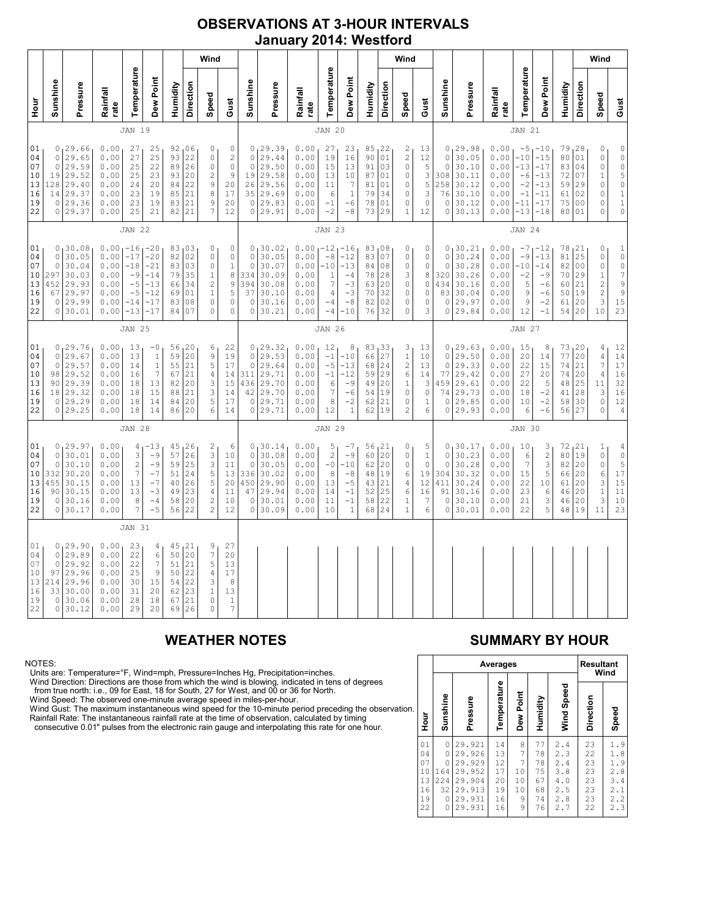# OBSERVATIONS AT 3-HOUR INTERVALS
## January 2014: Westford

### JAN 19

| Hour | Sunshine | Pressure | Rainfall rate | Temperature | Dew Point | Humidity | Wind Direction | Wind Speed | Wind Gust |
|---|---|---|---|---|---|---|---|---|---|
| 01 | 0 | 29.66 | 0.00 | 27 | 25 | 92 | 06 | 0 | 0 |
| 04 | 0 | 29.65 | 0.00 | 27 | 25 | 93 | 22 | 0 | 2 |
| 07 | 0 | 29.59 | 0.00 | 25 | 22 | 89 | 26 | 0 | 0 |
| 10 | 19 | 29.52 | 0.00 | 25 | 23 | 93 | 20 | 2 | 9 |
| 13 | 128 | 29.40 | 0.00 | 24 | 20 | 84 | 22 | 9 | 20 |
| 16 | 14 | 29.37 | 0.00 | 23 | 19 | 85 | 21 | 8 | 17 |
| 19 | 0 | 29.36 | 0.00 | 23 | 19 | 83 | 21 | 9 | 20 |
| 22 | 0 | 29.37 | 0.00 | 25 | 21 | 82 | 21 | 7 | 12 |

### JAN 20

| Hour | Sunshine | Pressure | Rainfall rate | Temperature | Dew Point | Humidity | Wind Direction | Wind Speed | Wind Gust |
|---|---|---|---|---|---|---|---|---|---|
| 01 | 0 | 29.39 | 0.00 | 27 | 23 | 85 | 22 | 2 | 13 |
| 04 | 0 | 29.44 | 0.00 | 19 | 16 | 90 | 01 | 2 | 12 |
| 07 | 0 | 29.50 | 0.00 | 15 | 13 | 91 | 03 | 0 | 5 |
| 10 | 19 | 29.58 | 0.00 | 13 | 10 | 87 | 01 | 0 | 3 |
| 13 | 26 | 29.56 | 0.00 | 11 | 7 | 81 | 01 | 0 | 5 |
| 16 | 35 | 29.69 | 0.00 | 6 | 1 | 79 | 34 | 0 | 3 |
| 19 | 0 | 29.83 | 0.00 | -1 | -6 | 78 | 01 | 0 | 0 |
| 22 | 0 | 29.91 | 0.00 | -2 | -8 | 73 | 29 | 1 | 12 |

### JAN 21

| Hour | Sunshine | Pressure | Rainfall rate | Temperature | Dew Point | Humidity | Wind Direction | Wind Speed | Wind Gust |
|---|---|---|---|---|---|---|---|---|---|
| 01 | 0 | 29.98 | 0.00 | -5 | -10 | 79 | 28 | 0 | 0 |
| 04 | 0 | 30.05 | 0.00 | -10 | -15 | 80 | 01 | 0 | 0 |
| 07 | 0 | 30.10 | 0.00 | -13 | -17 | 83 | 04 | 0 | 0 |
| 10 | 308 | 30.11 | 0.00 | -6 | -13 | 72 | 07 | 1 | 5 |
| 13 | 258 | 30.12 | 0.00 | -2 | -13 | 59 | 29 | 0 | 0 |
| 16 | 76 | 30.10 | 0.00 | -1 | -11 | 61 | 02 | 0 | 1 |
| 19 | 0 | 30.12 | 0.00 | -11 | -17 | 75 | 00 | 0 | 1 |
| 22 | 0 | 30.13 | 0.00 | -13 | -18 | 80 | 01 | 0 | 0 |

### JAN 22

| Hour | Sunshine | Pressure | Rainfall rate | Temperature | Dew Point | Humidity | Wind Direction | Wind Speed | Wind Gust |
|---|---|---|---|---|---|---|---|---|---|
| 01 | 0 | 30.08 | 0.00 | -16 | -20 | 83 | 03 | 0 | 0 |
| 04 | 0 | 30.05 | 0.00 | -17 | -20 | 82 | 02 | 0 | 0 |
| 07 | 0 | 30.04 | 0.00 | -18 | -21 | 83 | 03 | 0 | 1 |
| 10 | 297 | 30.03 | 0.00 | -9 | -14 | 79 | 35 | 1 | 8 |
| 13 | 452 | 29.93 | 0.00 | -5 | -13 | 66 | 34 | 2 | 9 |
| 16 | 67 | 29.97 | 0.00 | -5 | -12 | 69 | 01 | 1 | 5 |
| 19 | 0 | 29.99 | 0.00 | -14 | -17 | 83 | 08 | 0 | 0 |
| 22 | 0 | 30.01 | 0.00 | -13 | -17 | 84 | 07 | 0 | 0 |

### JAN 23

| Hour | Sunshine | Pressure | Rainfall rate | Temperature | Dew Point | Humidity | Wind Direction | Wind Speed | Wind Gust |
|---|---|---|---|---|---|---|---|---|---|
| 01 | 0 | 30.02 | 0.00 | -12 | -16 | 83 | 08 | 0 | 0 |
| 04 | 0 | 30.05 | 0.00 | -8 | -12 | 83 | 07 | 0 | 0 |
| 07 | 0 | 30.07 | 0.00 | -10 | -13 | 84 | 08 | 0 | 0 |
| 10 | 334 | 30.09 | 0.00 | 1 | -4 | 78 | 28 | 3 | 8 |
| 13 | 394 | 30.08 | 0.00 | 7 | -3 | 63 | 20 | 0 | 0 |
| 16 | 37 | 30.10 | 0.00 | 4 | -3 | 70 | 32 | 0 | 0 |
| 19 | 0 | 30.16 | 0.00 | -4 | -8 | 82 | 02 | 0 | 0 |
| 22 | 0 | 30.21 | 0.00 | -4 | -10 | 76 | 32 | 0 | 3 |

### JAN 24

| Hour | Sunshine | Pressure | Rainfall rate | Temperature | Dew Point | Humidity | Wind Direction | Wind Speed | Wind Gust |
|---|---|---|---|---|---|---|---|---|---|
| 01 | 0 | 30.21 | 0.00 | -7 | -12 | 78 | 21 | 0 | 1 |
| 04 | 0 | 30.24 | 0.00 | -9 | -13 | 81 | 25 | 0 | 0 |
| 07 | 0 | 30.28 | 0.00 | -10 | -14 | 82 | 00 | 0 | 0 |
| 10 | 320 | 30.26 | 0.00 | -2 | -9 | 70 | 29 | 1 | 7 |
| 13 | 434 | 30.16 | 0.00 | 5 | -6 | 60 | 21 | 2 | 9 |
| 16 | 83 | 30.04 | 0.00 | 9 | -6 | 50 | 19 | 2 | 9 |
| 19 | 0 | 29.97 | 0.00 | 9 | -2 | 61 | 20 | 3 | 15 |
| 22 | 0 | 29.84 | 0.00 | 12 | -1 | 54 | 20 | 10 | 23 |

### JAN 25

| Hour | Sunshine | Pressure | Rainfall rate | Temperature | Dew Point | Humidity | Wind Direction | Wind Speed | Wind Gust |
|---|---|---|---|---|---|---|---|---|---|
| 01 | 0 | 29.76 | 0.00 | 13 | -0 | 56 | 20 | 6 | 22 |
| 04 | 0 | 29.67 | 0.00 | 13 | 1 | 59 | 20 | 9 | 19 |
| 07 | 0 | 29.57 | 0.00 | 14 | 1 | 55 | 21 | 5 | 17 |
| 10 | 98 | 29.52 | 0.00 | 16 | 7 | 67 | 21 | 4 | 14 |
| 13 | 90 | 29.39 | 0.00 | 18 | 13 | 82 | 20 | 3 | 15 |
| 16 | 18 | 29.32 | 0.00 | 18 | 15 | 88 | 21 | 3 | 14 |
| 19 | 0 | 29.29 | 0.00 | 18 | 14 | 84 | 20 | 5 | 17 |
| 22 | 0 | 29.25 | 0.00 | 18 | 14 | 86 | 20 | 6 | 14 |

### JAN 26

| Hour | Sunshine | Pressure | Rainfall rate | Temperature | Dew Point | Humidity | Wind Direction | Wind Speed | Wind Gust |
|---|---|---|---|---|---|---|---|---|---|
| 01 | 0 | 29.32 | 0.00 | 12 | 8 | 83 | 33 | 3 | 13 |
| 04 | 0 | 29.53 | 0.00 | -1 | -10 | 66 | 27 | 1 | 10 |
| 07 | 0 | 29.64 | 0.00 | -5 | -13 | 68 | 24 | 2 | 13 |
| 10 | 311 | 29.71 | 0.00 | -1 | -12 | 59 | 29 | 6 | 14 |
| 13 | 436 | 29.70 | 0.00 | 6 | -9 | 49 | 20 | 1 | 3 |
| 16 | 42 | 29.70 | 0.00 | 7 | -6 | 54 | 19 | 0 | 0 |
| 19 | 0 | 29.71 | 0.00 | 8 | -2 | 62 | 21 | 0 | 1 |
| 22 | 0 | 29.71 | 0.00 | 12 | 1 | 62 | 19 | 2 | 6 |

### JAN 27

| Hour | Sunshine | Pressure | Rainfall rate | Temperature | Dew Point | Humidity | Wind Direction | Wind Speed | Wind Gust |
|---|---|---|---|---|---|---|---|---|---|
| 01 | 0 | 29.63 | 0.00 | 15 | 8 | 73 | 20 | 4 | 12 |
| 04 | 0 | 29.50 | 0.00 | 20 | 14 | 77 | 20 | 4 | 14 |
| 07 | 0 | 29.33 | 0.00 | 22 | 15 | 74 | 21 | 7 | 17 |
| 10 | 77 | 29.42 | 0.00 | 27 | 20 | 74 | 20 | 4 | 16 |
| 13 | 459 | 29.61 | 0.00 | 22 | 5 | 48 | 25 | 11 | 32 |
| 16 | 74 | 29.73 | 0.00 | 18 | -2 | 41 | 28 | 3 | 16 |
| 19 | 0 | 29.85 | 0.00 | 10 | -2 | 58 | 30 | 0 | 12 |
| 22 | 0 | 29.93 | 0.00 | 6 | -6 | 56 | 27 | 0 | 4 |

### JAN 28

| Hour | Sunshine | Pressure | Rainfall rate | Temperature | Dew Point | Humidity | Wind Direction | Wind Speed | Wind Gust |
|---|---|---|---|---|---|---|---|---|---|
| 01 | 0 | 29.97 | 0.00 | 4 | -13 | 45 | 26 | 2 | 6 |
| 04 | 0 | 30.01 | 0.00 | 3 | -9 | 57 | 26 | 3 | 10 |
| 07 | 0 | 30.10 | 0.00 | 2 | -9 | 59 | 25 | 3 | 11 |
| 10 | 332 | 30.20 | 0.00 | 7 | -7 | 51 | 24 | 5 | 13 |
| 13 | 455 | 30.15 | 0.00 | 13 | -7 | 40 | 26 | 5 | 20 |
| 16 | 90 | 30.15 | 0.00 | 13 | -3 | 49 | 23 | 4 | 11 |
| 19 | 0 | 30.16 | 0.00 | 8 | -4 | 58 | 20 | 2 | 10 |
| 22 | 0 | 30.17 | 0.00 | 7 | -5 | 56 | 22 | 2 | 12 |

### JAN 29

| Hour | Sunshine | Pressure | Rainfall rate | Temperature | Dew Point | Humidity | Wind Direction | Wind Speed | Wind Gust |
|---|---|---|---|---|---|---|---|---|---|
| 01 | 0 | 30.14 | 0.00 | 5 | -7 | 56 | 21 | 0 | 5 |
| 04 | 0 | 30.08 | 0.00 | 2 | -9 | 60 | 20 | 0 | 1 |
| 07 | 0 | 30.05 | 0.00 | -0 | -10 | 62 | 20 | 0 | 0 |
| 10 | 336 | 30.02 | 0.00 | 8 | -8 | 48 | 19 | 6 | 19 |
| 13 | 450 | 29.90 | 0.00 | 13 | -5 | 43 | 21 | 4 | 12 |
| 16 | 47 | 29.94 | 0.00 | 14 | -1 | 52 | 25 | 6 | 16 |
| 19 | 0 | 30.01 | 0.00 | 11 | -1 | 58 | 22 | 1 | 7 |
| 22 | 0 | 30.09 | 0.00 | 10 | 1 | 68 | 24 | 1 | 6 |

### JAN 30

| Hour | Sunshine | Pressure | Rainfall rate | Temperature | Dew Point | Humidity | Wind Direction | Wind Speed | Wind Gust |
|---|---|---|---|---|---|---|---|---|---|
| 01 | 0 | 30.17 | 0.00 | 10 | 3 | 72 | 21 | 1 | 4 |
| 04 | 0 | 30.23 | 0.00 | 6 | 2 | 80 | 19 | 0 | 0 |
| 07 | 0 | 30.28 | 0.00 | 7 | 3 | 82 | 20 | 0 | 5 |
| 10 | 304 | 30.32 | 0.00 | 15 | 5 | 66 | 20 | 6 | 17 |
| 13 | 411 | 30.24 | 0.00 | 22 | 10 | 61 | 20 | 3 | 15 |
| 16 | 91 | 30.16 | 0.00 | 23 | 6 | 46 | 20 | 1 | 11 |
| 19 | 0 | 30.10 | 0.00 | 21 | 3 | 46 | 20 | 3 | 10 |
| 22 | 0 | 30.01 | 0.00 | 22 | 5 | 48 | 19 | 11 | 23 |

### JAN 31

| Hour | Sunshine | Pressure | Rainfall rate | Temperature | Dew Point | Humidity | Wind Direction | Wind Speed | Wind Gust |
|---|---|---|---|---|---|---|---|---|---|
| 01 | 0 | 29.90 | 0.00 | 23 | 4 | 45 | 21 | 9 | 27 |
| 04 | 0 | 29.89 | 0.00 | 22 | 6 | 50 | 20 | 7 | 20 |
| 07 | 0 | 29.92 | 0.00 | 22 | 7 | 51 | 21 | 5 | 13 |
| 10 | 97 | 29.96 | 0.00 | 25 | 9 | 50 | 22 | 4 | 17 |
| 13 | 214 | 29.96 | 0.00 | 30 | 15 | 54 | 22 | 3 | 8 |
| 16 | 33 | 30.00 | 0.00 | 31 | 20 | 62 | 23 | 1 | 13 |
| 19 | 0 | 30.06 | 0.00 | 28 | 18 | 67 | 21 | 0 | 1 |
| 22 | 0 | 30.12 | 0.00 | 29 | 20 | 69 | 26 | 0 | 7 |

## WEATHER NOTES

NOTES:
Units are: Temperature=°F, Wind=mph, Pressure=Inches Hg, Precipitation=inches.
Wind Direction: Directions are those from which the wind is blowing, indicated in tens of degrees from true north: i.e., 09 for East, 18 for South, 27 for West, and 00 or 36 for North.
Wind Speed: The observed one-minute average speed in miles-per-hour.
Wind Gust: The maximum instantaneous wind speed for the 10-minute period preceding the observation.
Rainfall Rate: The instantaneous rainfall rate at the time of observation, calculated by timing consecutive 0.01" pulses from the electronic rain gauge and interpolating this rate for one hour.

## SUMMARY BY HOUR

| Hour | Averages | | | | | | Resultant Wind | |
|---|---|---|---|---|---|---|---|---|
| | Sunshine | Pressure | Temperature | Dew Point | Humidity | Wind Speed | Direction | Speed |
| 01 | 0 | 29.921 | 14 | 8 | 77 | 2.4 | 23 | 1.9 |
| 04 | 0 | 29.926 | 13 | 7 | 78 | 2.3 | 22 | 1.8 |
| 07 | 0 | 29.929 | 12 | 7 | 78 | 2.4 | 23 | 1.9 |
| 10 | 164 | 29.952 | 17 | 10 | 75 | 3.8 | 23 | 2.8 |
| 13 | 224 | 29.904 | 20 | 10 | 67 | 4.0 | 23 | 3.4 |
| 16 | 32 | 29.913 | 19 | 10 | 68 | 2.5 | 23 | 2.1 |
| 19 | 0 | 29.931 | 16 | 9 | 74 | 2.8 | 23 | 2.2 |
| 22 | 0 | 29.931 | 16 | 9 | 76 | 2.7 | 22 | 2.3 |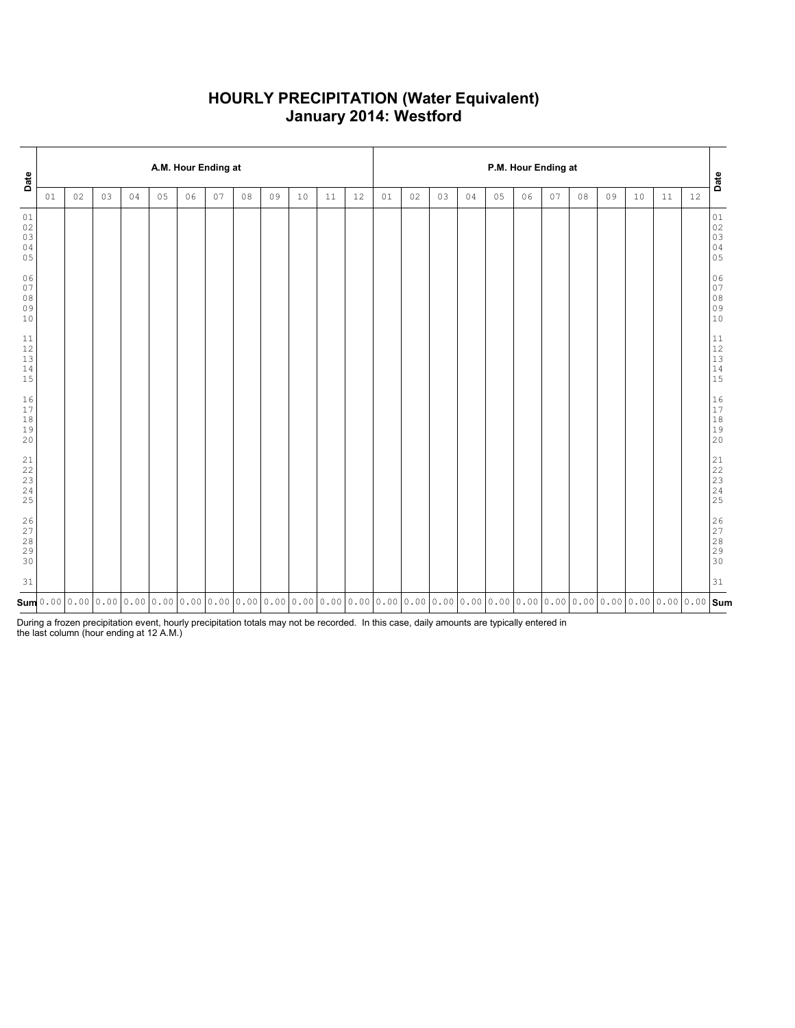# HOURLY PRECIPITATION (Water Equivalent)
## January 2014: Westford

| Date | A.M. Hour Ending at | | | | | | | | | | | | P.M. Hour Ending at | | | | | | | | | | | | Date |
|---|---|---|---|---|---|---|---|---|---|---|---|---|---|---|---|---|---|---|---|---|---|---|---|---|---|
| | 01 | 02 | 03 | 04 | 05 | 06 | 07 | 08 | 09 | 10 | 11 | 12 | 01 | 02 | 03 | 04 | 05 | 06 | 07 | 08 | 09 | 10 | 11 | 12 | |
| 01 | | | | | | | | | | | | | | | | | | | | | | | | | 01 |
| 02 | | | | | | | | | | | | | | | | | | | | | | | | | 02 |
| 03 | | | | | | | | | | | | | | | | | | | | | | | | | 03 |
| 04 | | | | | | | | | | | | | | | | | | | | | | | | | 04 |
| 05 | | | | | | | | | | | | | | | | | | | | | | | | | 05 |
| 06 | | | | | | | | | | | | | | | | | | | | | | | | | 06 |
| 07 | | | | | | | | | | | | | | | | | | | | | | | | | 07 |
| 08 | | | | | | | | | | | | | | | | | | | | | | | | | 08 |
| 09 | | | | | | | | | | | | | | | | | | | | | | | | | 09 |
| 10 | | | | | | | | | | | | | | | | | | | | | | | | | 10 |
| 11 | | | | | | | | | | | | | | | | | | | | | | | | | 11 |
| 12 | | | | | | | | | | | | | | | | | | | | | | | | | 12 |
| 13 | | | | | | | | | | | | | | | | | | | | | | | | | 13 |
| 14 | | | | | | | | | | | | | | | | | | | | | | | | | 14 |
| 15 | | | | | | | | | | | | | | | | | | | | | | | | | 15 |
| 16 | | | | | | | | | | | | | | | | | | | | | | | | | 16 |
| 17 | | | | | | | | | | | | | | | | | | | | | | | | | 17 |
| 18 | | | | | | | | | | | | | | | | | | | | | | | | | 18 |
| 19 | | | | | | | | | | | | | | | | | | | | | | | | | 19 |
| 20 | | | | | | | | | | | | | | | | | | | | | | | | | 20 |
| 21 | | | | | | | | | | | | | | | | | | | | | | | | | 21 |
| 22 | | | | | | | | | | | | | | | | | | | | | | | | | 22 |
| 23 | | | | | | | | | | | | | | | | | | | | | | | | | 23 |
| 24 | | | | | | | | | | | | | | | | | | | | | | | | | 24 |
| 25 | | | | | | | | | | | | | | | | | | | | | | | | | 25 |
| 26 | | | | | | | | | | | | | | | | | | | | | | | | | 26 |
| 27 | | | | | | | | | | | | | | | | | | | | | | | | | 27 |
| 28 | | | | | | | | | | | | | | | | | | | | | | | | | 28 |
| 29 | | | | | | | | | | | | | | | | | | | | | | | | | 29 |
| 30 | | | | | | | | | | | | | | | | | | | | | | | | | 30 |
| 31 | | | | | | | | | | | | | | | | | | | | | | | | | 31 |
| **Sum** | 0.00 | 0.00 | 0.00 | 0.00 | 0.00 | 0.00 | 0.00 | 0.00 | 0.00 | 0.00 | 0.00 | 0.00 | 0.00 | 0.00 | 0.00 | 0.00 | 0.00 | 0.00 | 0.00 | 0.00 | 0.00 | 0.00 | 0.00 | 0.00 | **Sum** |

During a frozen precipitation event, hourly precipitation totals may not be recorded. In this case, daily amounts are typically entered in the last column (hour ending at 12 A.M.)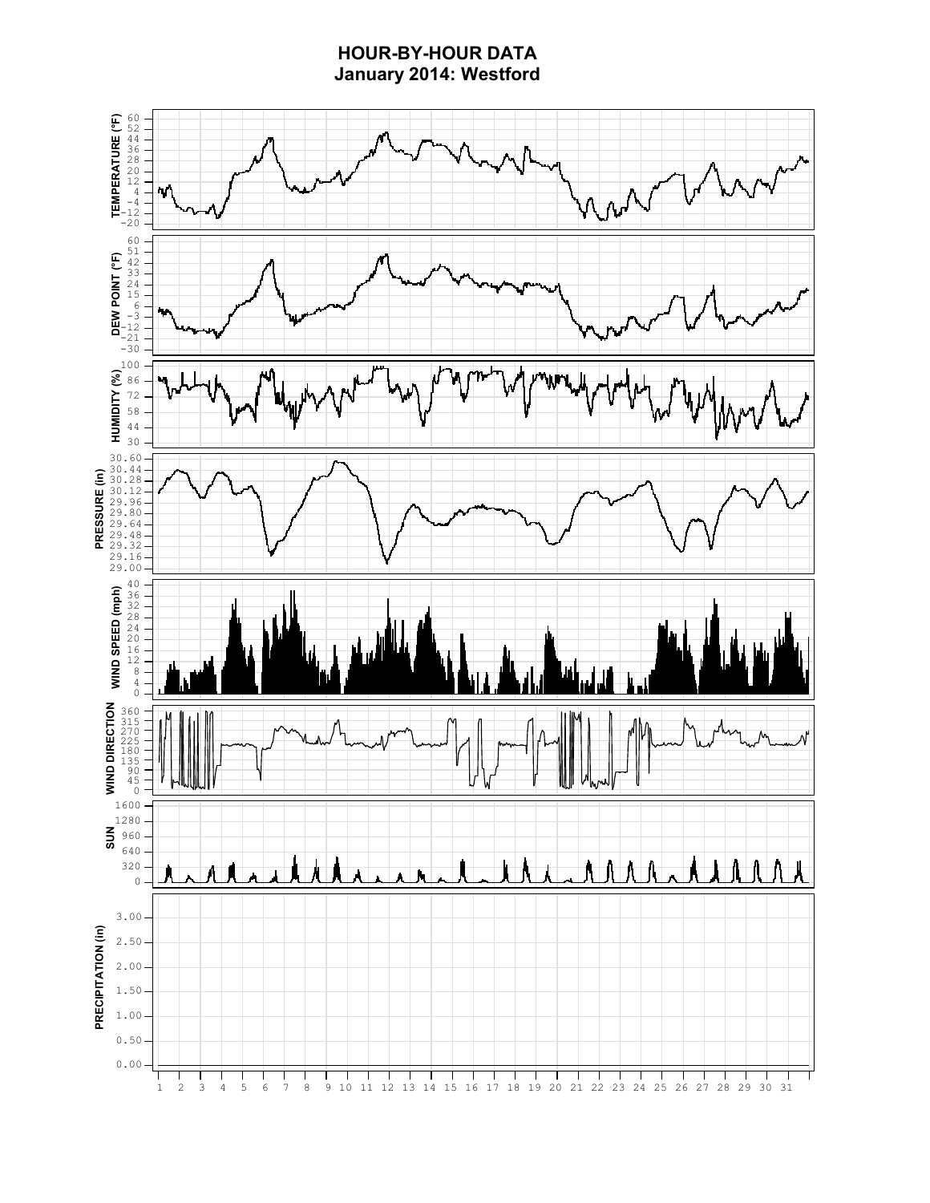# HOUR-BY-HOUR DATA
## January 2014: Westford

TEMPERATURE (°F): 60, 52, 44, 36, 28, 20, 12, 4, −4, −12, −20

DEW POINT (°F): 60, 51, 42, 33, 24, 15, 6, −3, −12, −21, −30

HUMIDITY (%): 100, 86, 72, 58, 44, 30

PRESSURE (in): 30.60, 30.44, 30.28, 30.12, 29.96, 29.80, 29.64, 29.48, 29.32, 29.16, 29.00

WIND SPEED (mph): 40, 36, 32, 28, 24, 20, 16, 12, 8, 4, 0

WIND DIRECTION: 360, 315, 270, 225, 180, 135, 90, 45, 0

SUN: 1600, 1280, 960, 640, 320, 0

PRECIPITATION (in): 3.00, 2.50, 2.00, 1.50, 1.00, 0.50, 0.00

1 2 3 4 5 6 7 8 9 10 11 12 13 14 15 16 17 18 19 20 21 22 23 24 25 26 27 28 29 30 31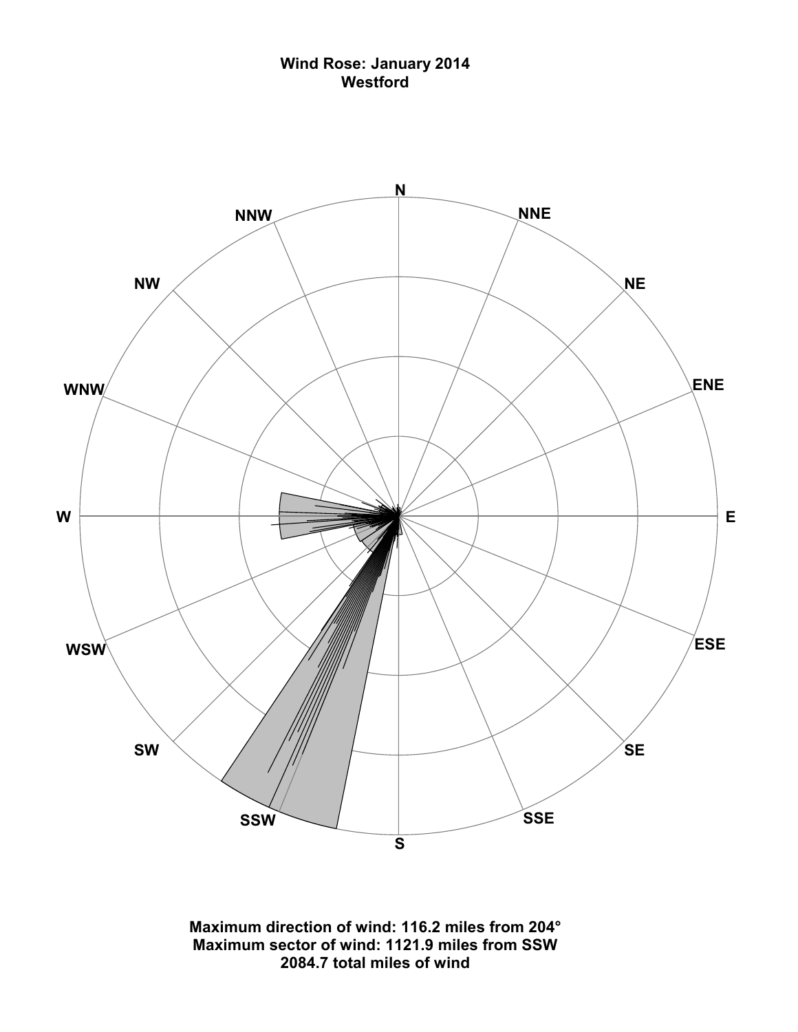Wind Rose: January 2014
Westford

N
NNE
NE
ENE
E
ESE
SE
SSE
S
SSW
SW
WSW
W
WNW
NW
NNW

Maximum direction of wind: 116.2 miles from 204°
Maximum sector of wind: 1121.9 miles from SSW
2084.7 total miles of wind